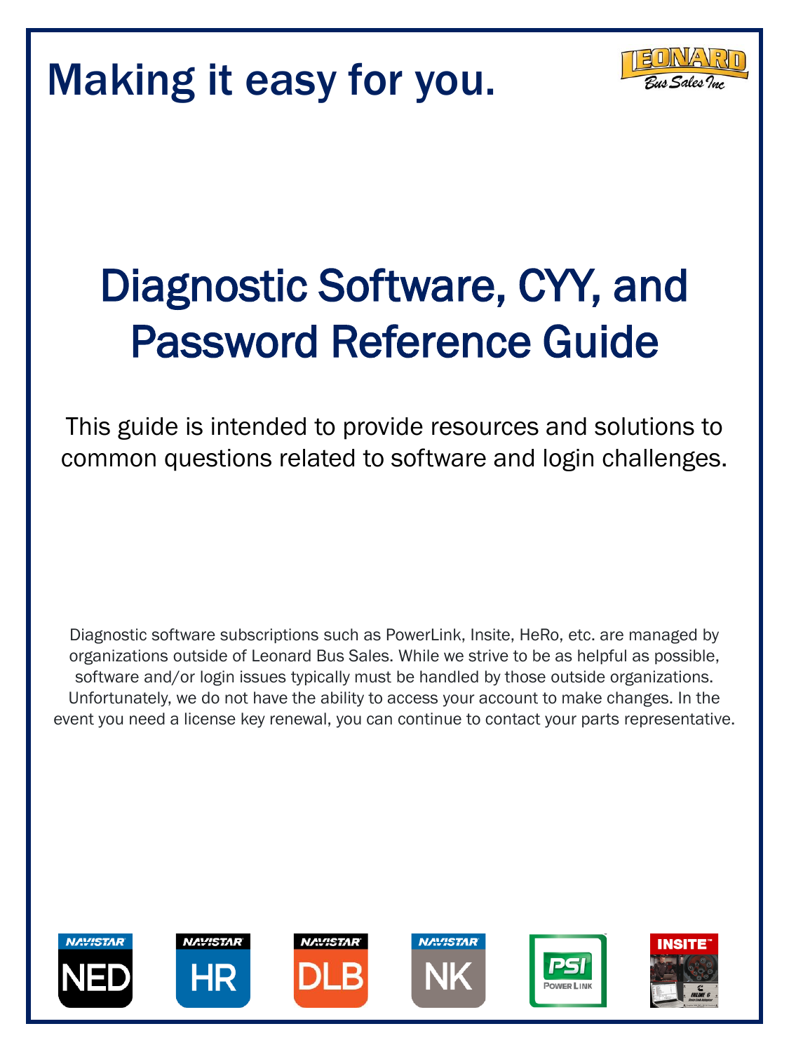# Making it easy for you.

# Diagnostic Software, CYY, and Password Reference Guide

This guide is intended to provide resources and solutions to common questions related to software and login challenges.

Diagnostic software subscriptions such as PowerLink, Insite, HeRo, etc. are managed by organizations outside of Leonard Bus Sales. While we strive to be as helpful as possible, software and/or login issues typically must be handled by those outside organizations. Unfortunately, we do not have the ability to access your account to make changes. In the event you need a license key renewal, you can continue to contact your parts representative.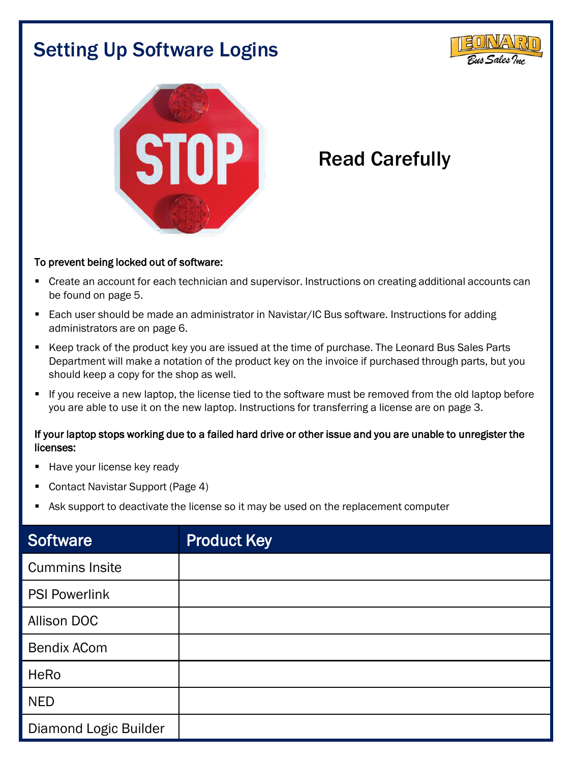# Setting Up Software Logins

## Read Carefully

**To prevent being locked out of software:**

- Create an account for each technician and supervisor. Instructions on creating additional accounts can be found on page 5.
- Each user should be made an administrator in Navistar/IC Bus software. Instructions for adding administrators are on page 6.
- Keep track of the product key you are issued at the time of purchase. The Leonard Bus Sales Parts Department will make a notation of the product key on the invoice if purchased through parts, but you should keep a copy for the shop as well.
- If you receive a new laptop, the license tied to the software must be removed from the old laptop before you are able to use it on the new laptop. Instructions for transferring a license are on page 3.

**If your laptop stops working due to a failed hard drive or other issue and you are unable to unregister the licenses:**

- Have your license key ready
- Contact Navistar Support (Page 4)
- Ask support to deactivate the license so it may be used on the replacement computer

| Software | Product Key |
| --- | --- |
| Cummins Insite | |
| PSI Powerlink | |
| Allison DOC | |
| Bendix ACom | |
| HeRo | |
| NED | |
| Diamond Logic Builder | |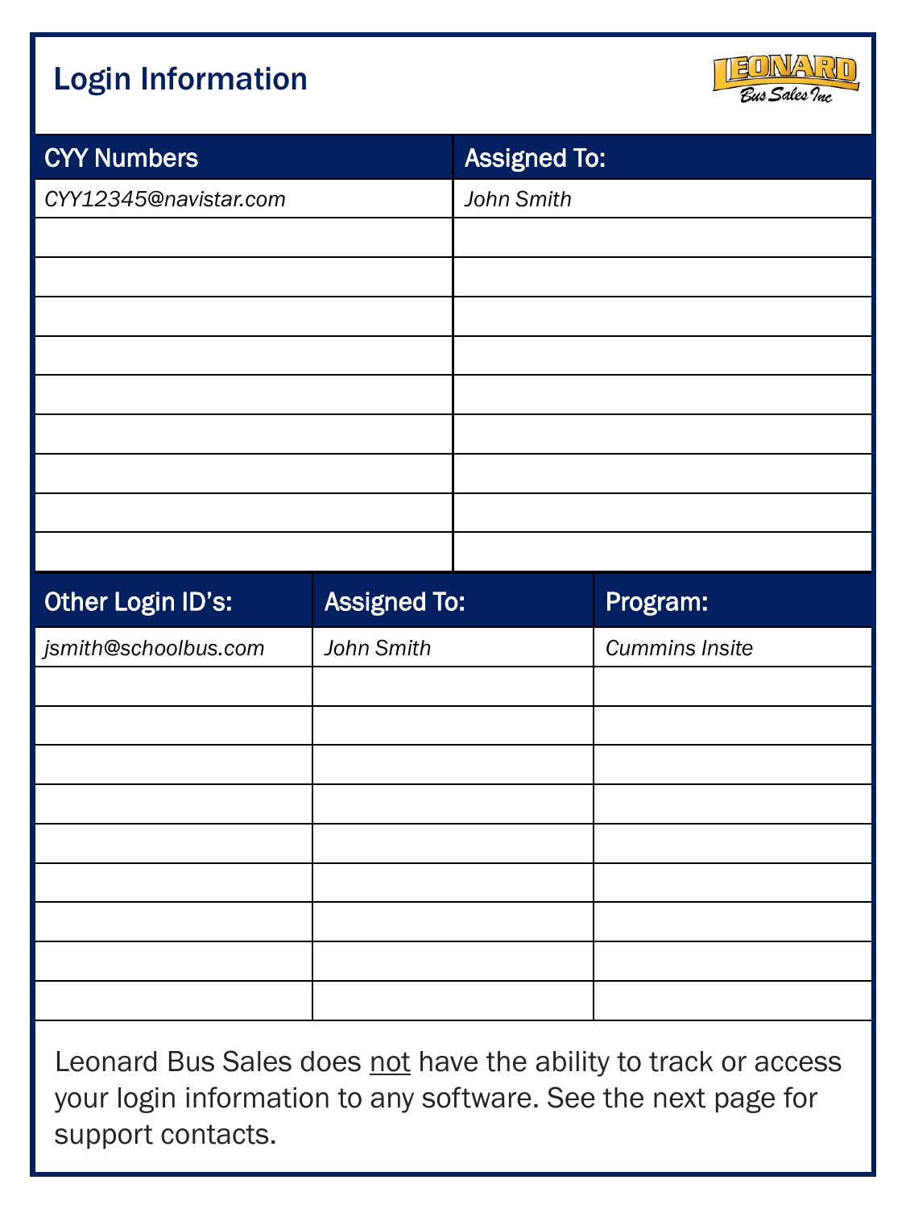# Login Information

Leonard Bus Sales Inc

| CYY Numbers | Assigned To: |
|---|---|
| *CYY12345@navistar.com* | *John Smith* |
| | |
| | |
| | |
| | |
| | |
| | |
| | |
| | |
| | |

| Other Login ID's: | Assigned To: | Program: |
|---|---|---|
| *jsmith@schoolbus.com* | *John Smith* | *Cummins Insite* |
| | | |
| | | |
| | | |
| | | |
| | | |
| | | |
| | | |
| | | |
| | | |

Leonard Bus Sales does not have the ability to track or access your login information to any software. See the next page for support contacts.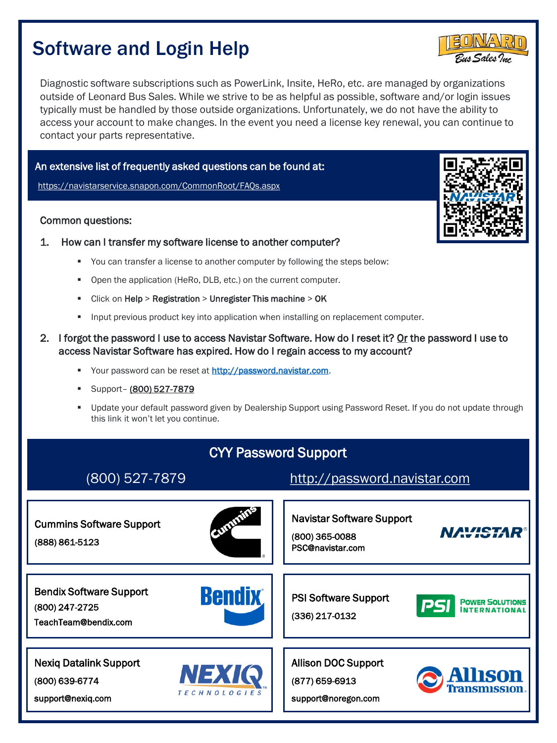# Software and Login Help

Diagnostic software subscriptions such as PowerLink, Insite, HeRo, etc. are managed by organizations outside of Leonard Bus Sales. While we strive to be as helpful as possible, software and/or login issues typically must be handled by those outside organizations. Unfortunately, we do not have the ability to access your account to make changes. In the event you need a license key renewal, you can continue to contact your parts representative.

**An extensive list of frequently asked questions can be found at:**

https://navistarservice.snapon.com/CommonRoot/FAQs.aspx

Common questions:

1. How can I transfer my software license to another computer?
   - You can transfer a license to another computer by following the steps below:
   - Open the application (HeRo, DLB, etc.) on the current computer.
   - Click on **Help** > **Registration** > **Unregister This machine** > **OK**
   - Input previous product key into application when installing on replacement computer.

2. I forgot the password I use to access Navistar Software. How do I reset it? Or the password I use to access Navistar Software has expired. How do I regain access to my account?
   - Your password can be reset at http://password.navistar.com.
   - Support– (800) 527-7879
   - Update your default password given by Dealership Support using Password Reset. If you do not update through this link it won't let you continue.

## CYY Password Support

(800) 527-7879 http://password.navistar.com

**Cummins Software Support**
(888) 861-5123

**Navistar Software Support**
(800) 365-0088
PSC@navistar.com

**Bendix Software Support**
(800) 247-2725
TeachTeam@bendix.com

**PSI Software Support**
(336) 217-0132

**Nexiq Datalink Support**
(800) 639-6774
support@nexiq.com

**Allison DOC Support**
(877) 659-6913
support@noregon.com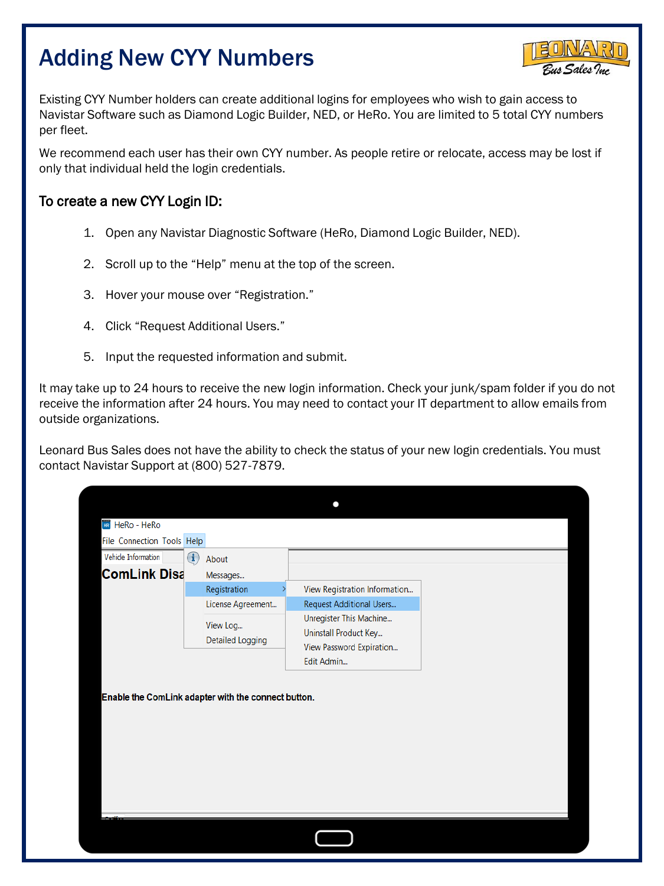# Adding New CYY Numbers

Existing CYY Number holders can create additional logins for employees who wish to gain access to Navistar Software such as Diamond Logic Builder, NED, or HeRo. You are limited to 5 total CYY numbers per fleet.

We recommend each user has their own CYY number. As people retire or relocate, access may be lost if only that individual held the login credentials.

## To create a new CYY Login ID:

1. Open any Navistar Diagnostic Software (HeRo, Diamond Logic Builder, NED).
2. Scroll up to the "Help" menu at the top of the screen.
3. Hover your mouse over "Registration."
4. Click "Request Additional Users."
5. Input the requested information and submit.

It may take up to 24 hours to receive the new login information. Check your junk/spam folder if you do not receive the information after 24 hours. You may need to contact your IT department to allow emails from outside organizations.

Leonard Bus Sales does not have the ability to check the status of your new login credentials. You must contact Navistar Support at (800) 527-7879.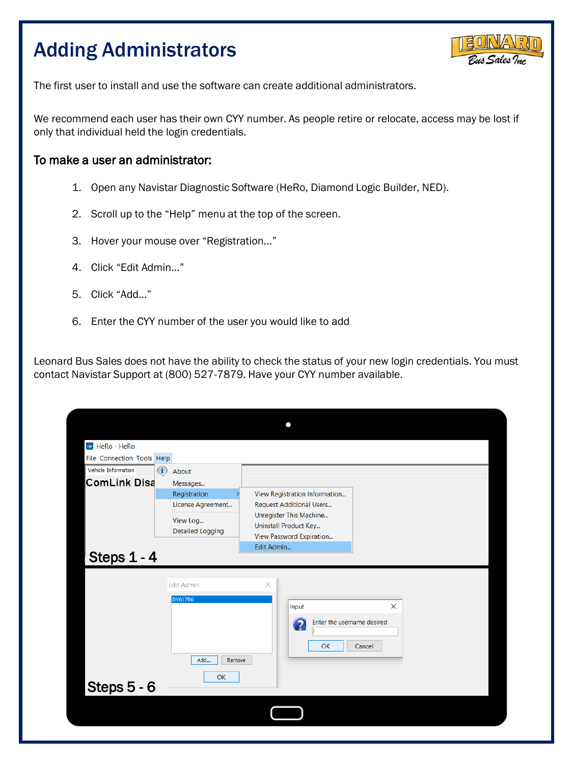# Adding Administrators

The first user to install and use the software can create additional administrators.

We recommend each user has their own CYY number. As people retire or relocate, access may be lost if only that individual held the login credentials.

### To make a user an administrator:

1. Open any Navistar Diagnostic Software (HeRo, Diamond Logic Builder, NED).
2. Scroll up to the "Help" menu at the top of the screen.
3. Hover your mouse over "Registration…"
4. Click "Edit Admin…"
5. Click "Add…"
6. Enter the CYY number of the user you would like to add

Leonard Bus Sales does not have the ability to check the status of your new login credentials. You must contact Navistar Support at (800) 527-7879. Have your CYY number available.

Steps 1 - 4

Steps 5 - 6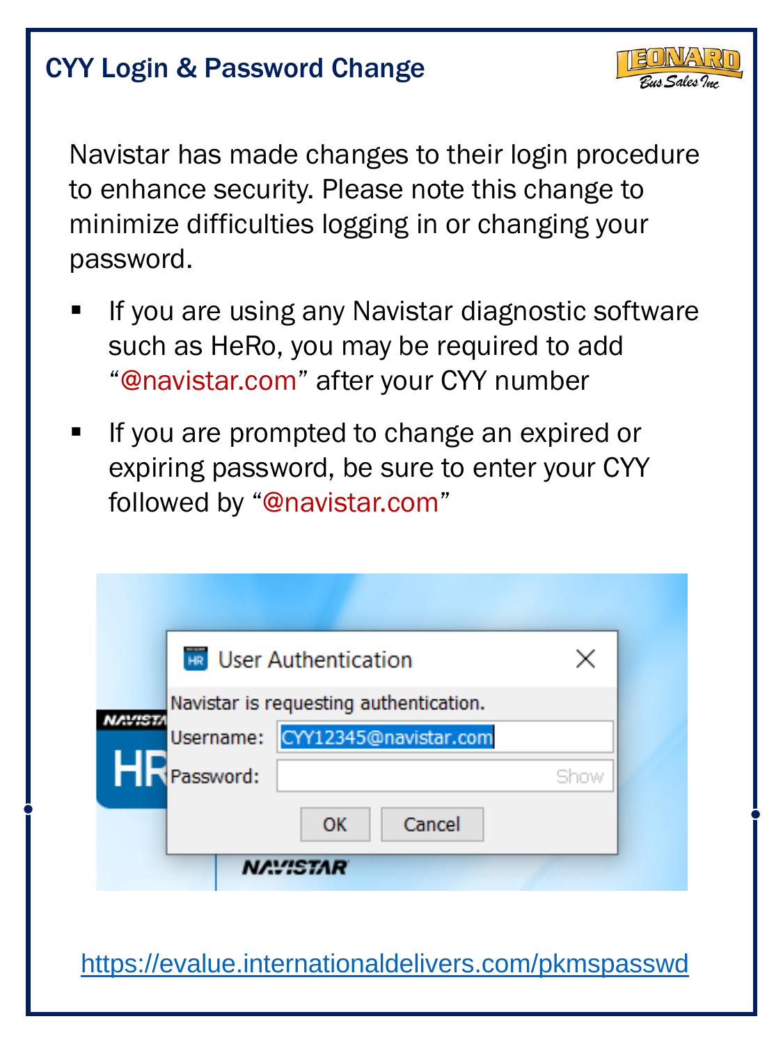## CYY Login & Password Change

Navistar has made changes to their login procedure to enhance security. Please note this change to minimize difficulties logging in or changing your password.

- If you are using any Navistar diagnostic software such as HeRo, you may be required to add "@navistar.com" after your CYY number
- If you are prompted to change an expired or expiring password, be sure to enter your CYY followed by "@navistar.com"

https://evalue.internationaldelivers.com/pkmspasswd